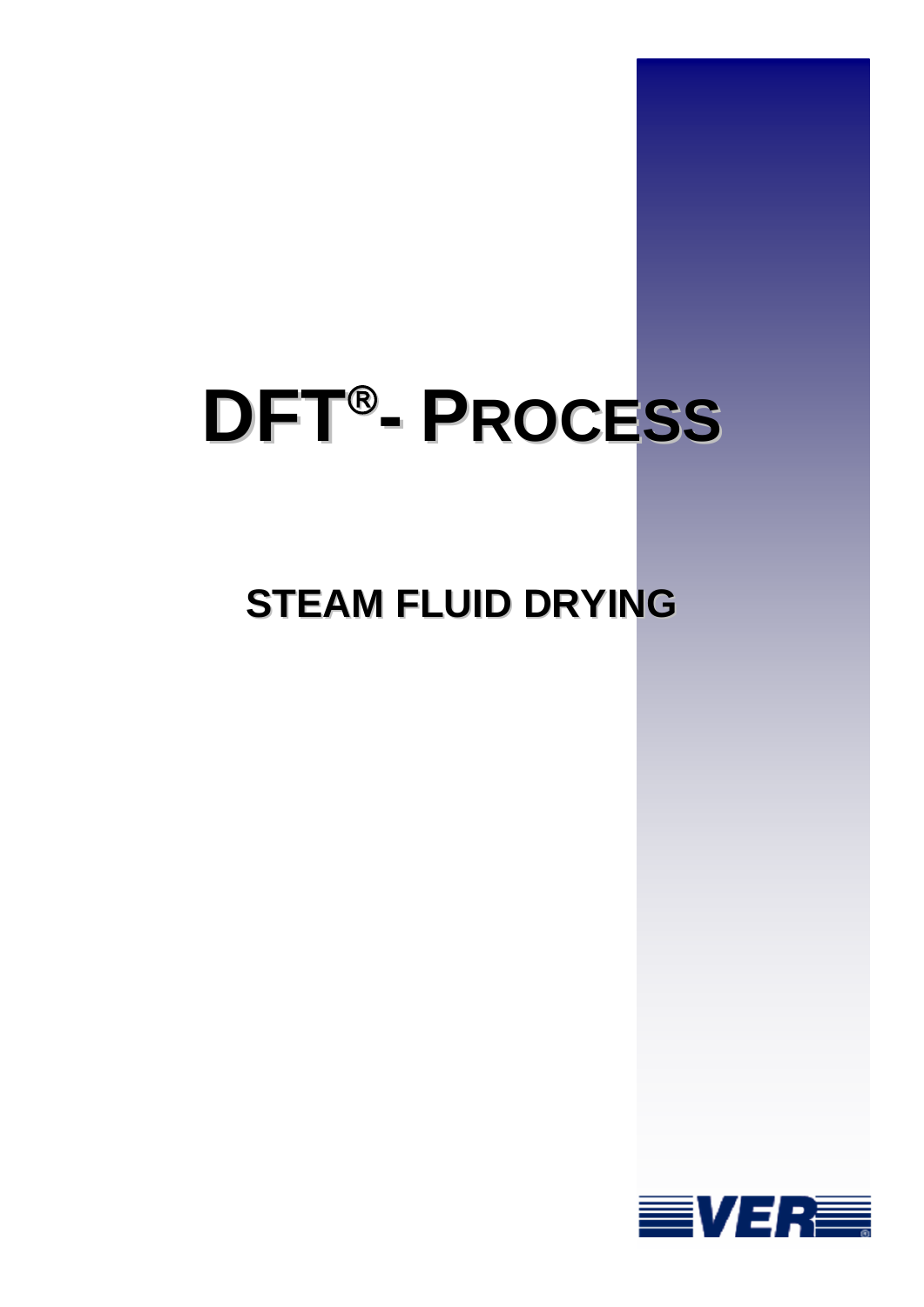# DFT®- PROCESS

## STEAM FLUID DRYING

VER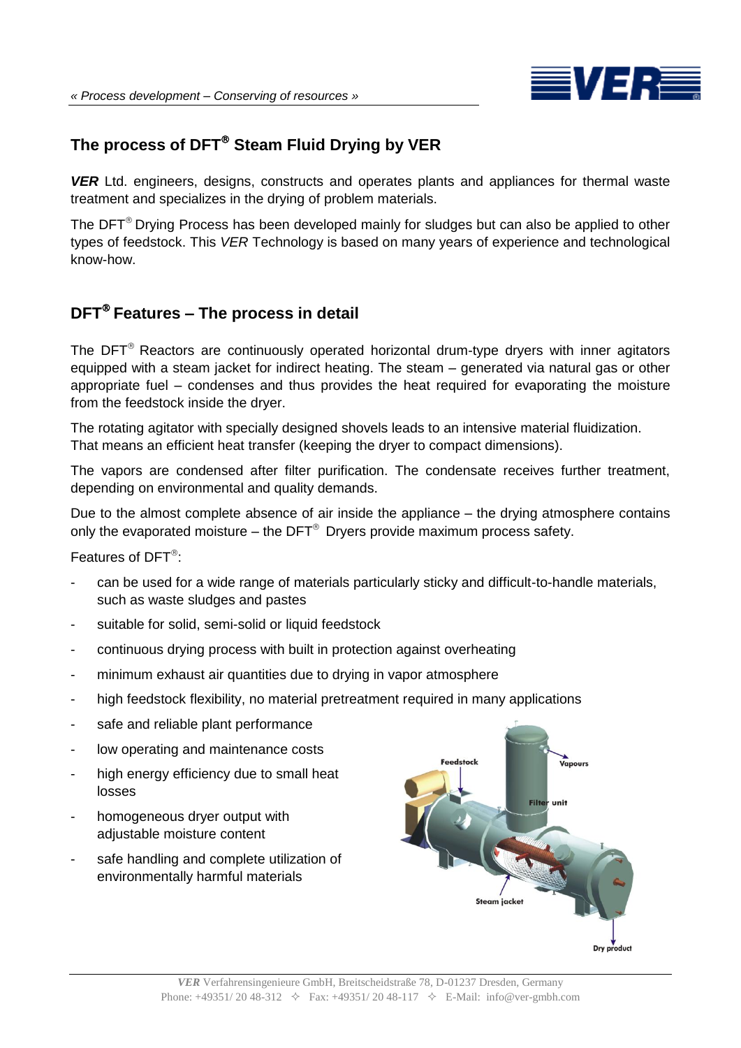## The process of DFT® Steam Fluid Drying by VER

***VER*** Ltd. engineers, designs, constructs and operates plants and appliances for thermal waste treatment and specializes in the drying of problem materials.

The DFT® Drying Process has been developed mainly for sludges but can also be applied to other types of feedstock. This *VER* Technology is based on many years of experience and technological know-how.

## DFT® Features – The process in detail

The DFT® Reactors are continuously operated horizontal drum-type dryers with inner agitators equipped with a steam jacket for indirect heating. The steam – generated via natural gas or other appropriate fuel – condenses and thus provides the heat required for evaporating the moisture from the feedstock inside the dryer.

The rotating agitator with specially designed shovels leads to an intensive material fluidization. That means an efficient heat transfer (keeping the dryer to compact dimensions).

The vapors are condensed after filter purification. The condensate receives further treatment, depending on environmental and quality demands.

Due to the almost complete absence of air inside the appliance – the drying atmosphere contains only the evaporated moisture – the DFT® Dryers provide maximum process safety.

Features of DFT®:

- can be used for a wide range of materials particularly sticky and difficult-to-handle materials, such as waste sludges and pastes
- suitable for solid, semi-solid or liquid feedstock
- continuous drying process with built in protection against overheating
- minimum exhaust air quantities due to drying in vapor atmosphere
- high feedstock flexibility, no material pretreatment required in many applications
- safe and reliable plant performance
- low operating and maintenance costs
- high energy efficiency due to small heat losses
- homogeneous dryer output with adjustable moisture content
- safe handling and complete utilization of environmentally harmful materials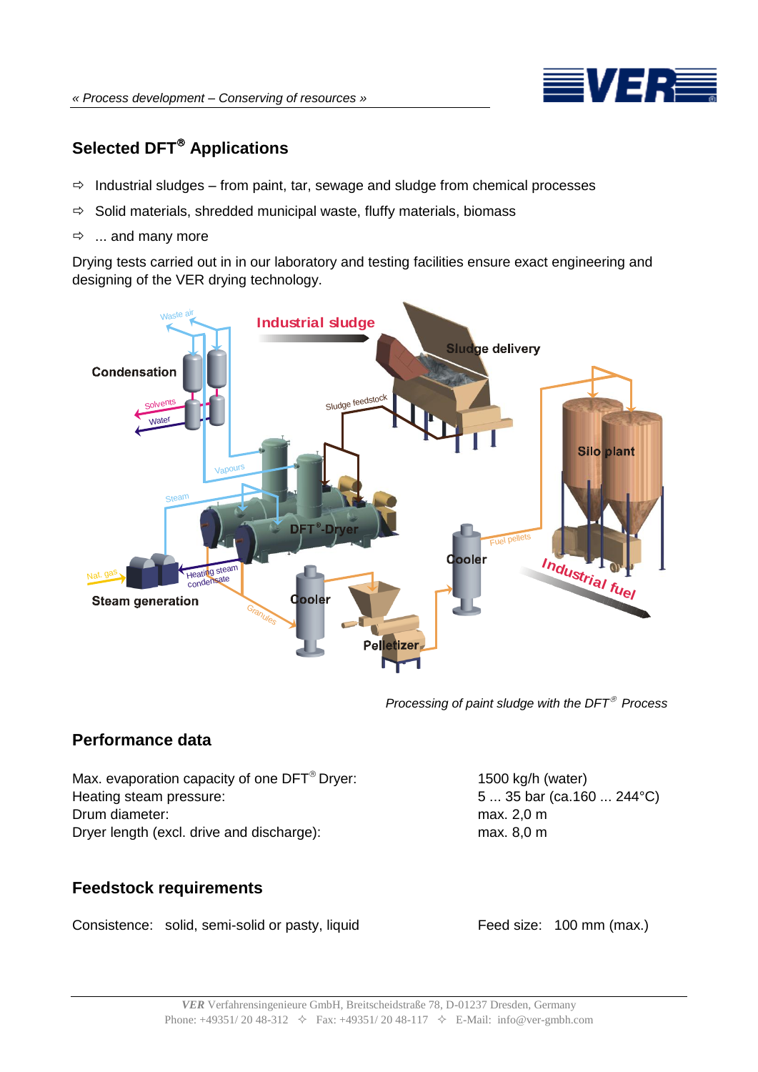## Selected DFT® Applications

- Industrial sludges – from paint, tar, sewage and sludge from chemical processes
- Solid materials, shredded municipal waste, fluffy materials, biomass
- ... and many more

Drying tests carried out in in our laboratory and testing facilities ensure exact engineering and designing of the VER drying technology.

*Processing of paint sludge with the DFT® Process*

## Performance data

| | |
|---|---|
| Max. evaporation capacity of one DFT® Dryer: | 1500 kg/h (water) |
| Heating steam pressure: | 5 ... 35 bar (ca.160 ... 244°C) |
| Drum diameter: | max. 2,0 m |
| Dryer length (excl. drive and discharge): | max. 8,0 m |

## Feedstock requirements

Consistence: solid, semi-solid or pasty, liquid

Feed size: 100 mm (max.)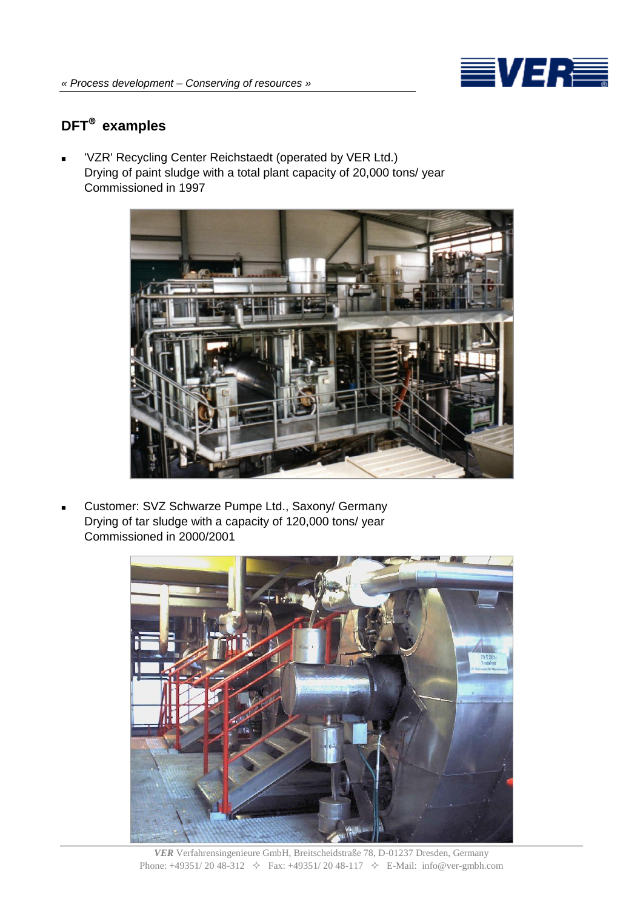## DFT® examples

- 'VZR' Recycling Center Reichstaedt (operated by VER Ltd.)
  Drying of paint sludge with a total plant capacity of 20,000 tons/ year
  Commissioned in 1997

- Customer: SVZ Schwarze Pumpe Ltd., Saxony/ Germany
  Drying of tar sludge with a capacity of 120,000 tons/ year
  Commissioned in 2000/2001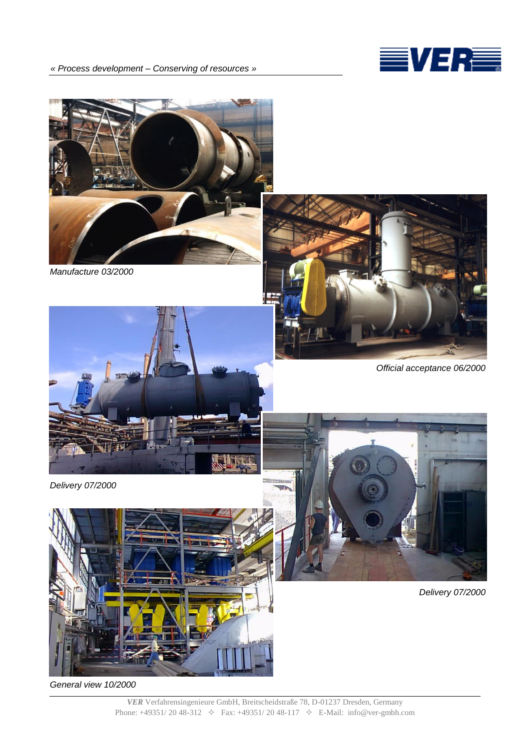Manufacture 03/2000

Official acceptance 06/2000

Delivery 07/2000

Delivery 07/2000

General view 10/2000